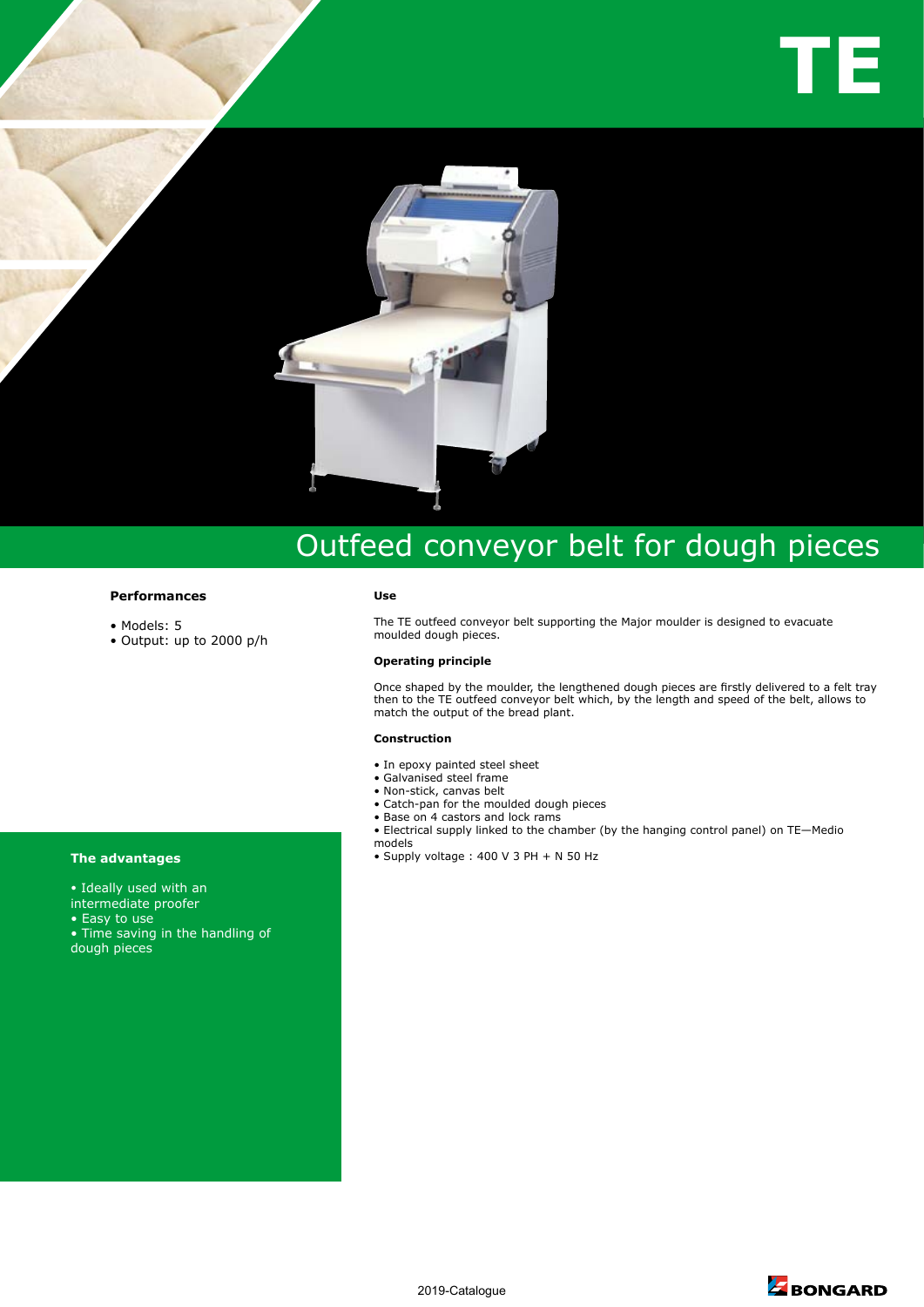# TE

## Outfeed conveyor belt for dough pieces

### Performances

- Models: 5
- Output: up to 2000 p/h

### The advantages

- Ideally used with an intermediate proofer
- Easy to use
- Time saving in the handling of dough pieces

### Use

The TE outfeed conveyor belt supporting the Major moulder is designed to evacuate moulded dough pieces.

### Operating principle

Once shaped by the moulder, the lengthened dough pieces are firstly delivered to a felt tray then to the TE outfeed conveyor belt which, by the length and speed of the belt, allows to match the output of the bread plant.

### Construction

- In epoxy painted steel sheet
- Galvanised steel frame
- Non-stick, canvas belt
- Catch-pan for the moulded dough pieces
- Base on 4 castors and lock rams
- Electrical supply linked to the chamber (by the hanging control panel) on TE—Medio models
- Supply voltage : 400 V 3 PH + N 50 Hz

2019-Catalogue

BONGARD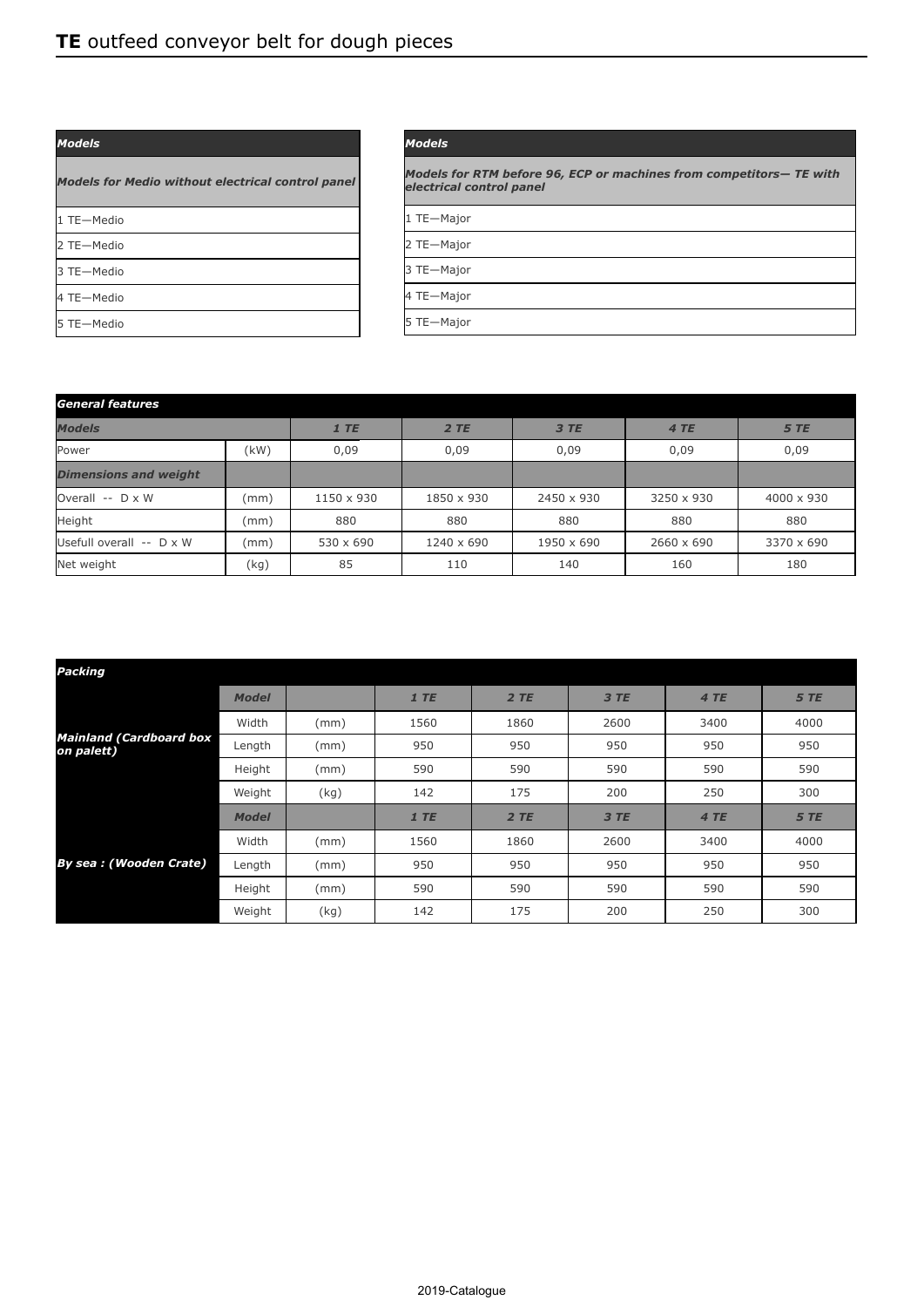# **TE** outfeed conveyor belt for dough pieces

| *Models* |
| --- |
| ***Models for Medio without electrical control panel*** |
| 1 TE—Medio |
| 2 TE—Medio |
| 3 TE—Medio |
| 4 TE—Medio |
| 5 TE—Medio |

| *Models* |
| --- |
| ***Models for RTM before 96, ECP or machines from competitors— TE with electrical control panel*** |
| 1 TE—Major |
| 2 TE—Major |
| 3 TE—Major |
| 4 TE—Major |
| 5 TE—Major |

| ***General features*** | | | | | | |
| --- | --- | --- | --- | --- | --- | --- |
| ***Models*** | | ***1 TE*** | ***2 TE*** | ***3 TE*** | ***4 TE*** | ***5 TE*** |
| Power | (kW) | 0,09 | 0,09 | 0,09 | 0,09 | 0,09 |
| ***Dimensions and weight*** | | | | | | |
| Overall -- D x W | (mm) | 1150 x 930 | 1850 x 930 | 2450 x 930 | 3250 x 930 | 4000 x 930 |
| Height | (mm) | 880 | 880 | 880 | 880 | 880 |
| Usefull overall -- D x W | (mm) | 530 x 690 | 1240 x 690 | 1950 x 690 | 2660 x 690 | 3370 x 690 |
| Net weight | (kg) | 85 | 110 | 140 | 160 | 180 |

| ***Packing*** | | | | | | | |
| --- | --- | --- | --- | --- | --- | --- | --- |
| | ***Model*** | | ***1 TE*** | ***2 TE*** | ***3 TE*** | ***4 TE*** | ***5 TE*** |
| ***Mainland (Cardboard box on palett)*** | Width | (mm) | 1560 | 1860 | 2600 | 3400 | 4000 |
| | Length | (mm) | 950 | 950 | 950 | 950 | 950 |
| | Height | (mm) | 590 | 590 | 590 | 590 | 590 |
| | Weight | (kg) | 142 | 175 | 200 | 250 | 300 |
| | ***Model*** | | ***1 TE*** | ***2 TE*** | ***3 TE*** | ***4 TE*** | ***5 TE*** |
| ***By sea : (Wooden Crate)*** | Width | (mm) | 1560 | 1860 | 2600 | 3400 | 4000 |
| | Length | (mm) | 950 | 950 | 950 | 950 | 950 |
| | Height | (mm) | 590 | 590 | 590 | 590 | 590 |
| | Weight | (kg) | 142 | 175 | 200 | 250 | 300 |